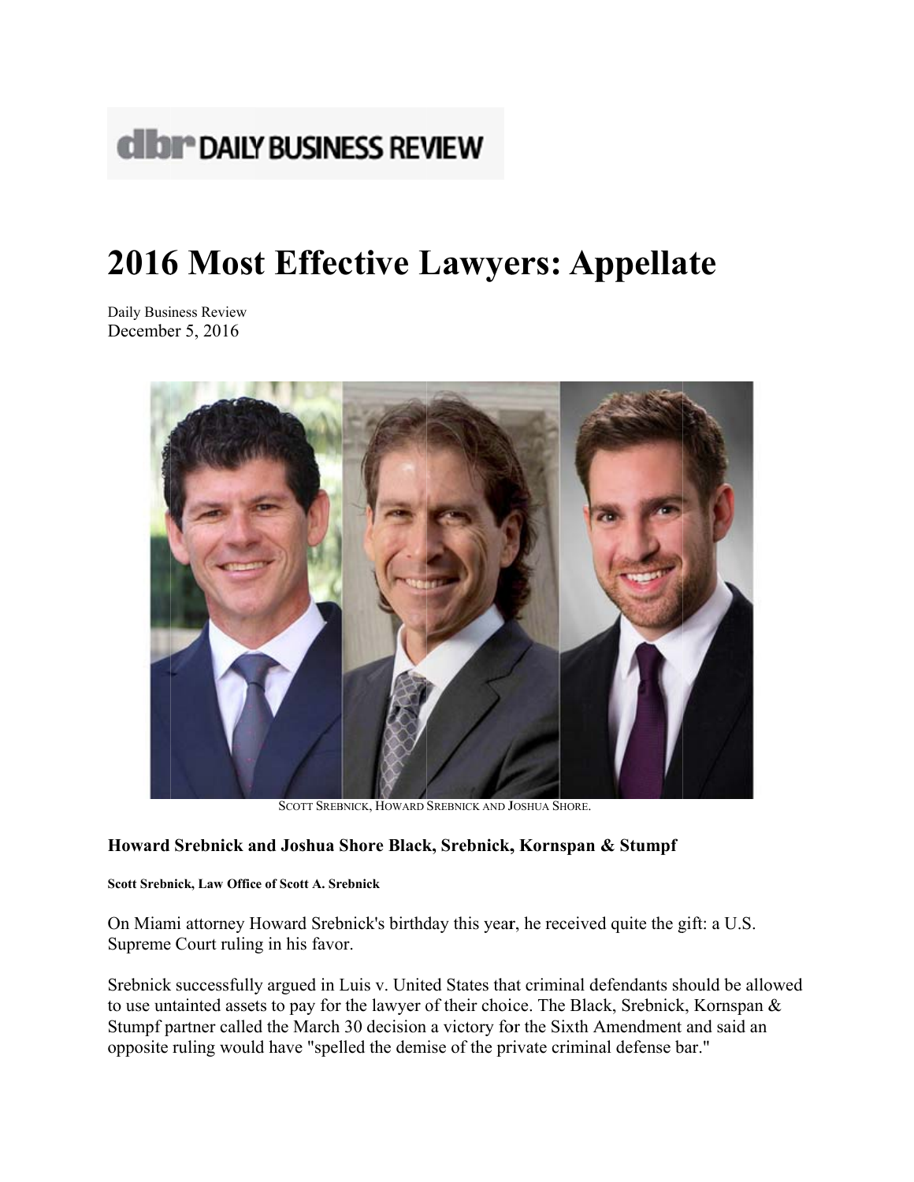# 2016 Most Effective Lawyers: Appellate

Daily Business Review
December 5, 2016

SCOTT SREBNICK, HOWARD SREBNICK AND JOSHUA SHORE.

**Howard Srebnick and Joshua Shore Black, Srebnick, Kornspan & Stumpf**

**Scott Srebnick, Law Office of Scott A. Srebnick**

On Miami attorney Howard Srebnick's birthday this year, he received quite the gift: a U.S. Supreme Court ruling in his favor.

Srebnick successfully argued in Luis v. United States that criminal defendants should be allowed to use untainted assets to pay for the lawyer of their choice. The Black, Srebnick, Kornspan & Stumpf partner called the March 30 decision a victory for the Sixth Amendment and said an opposite ruling would have "spelled the demise of the private criminal defense bar."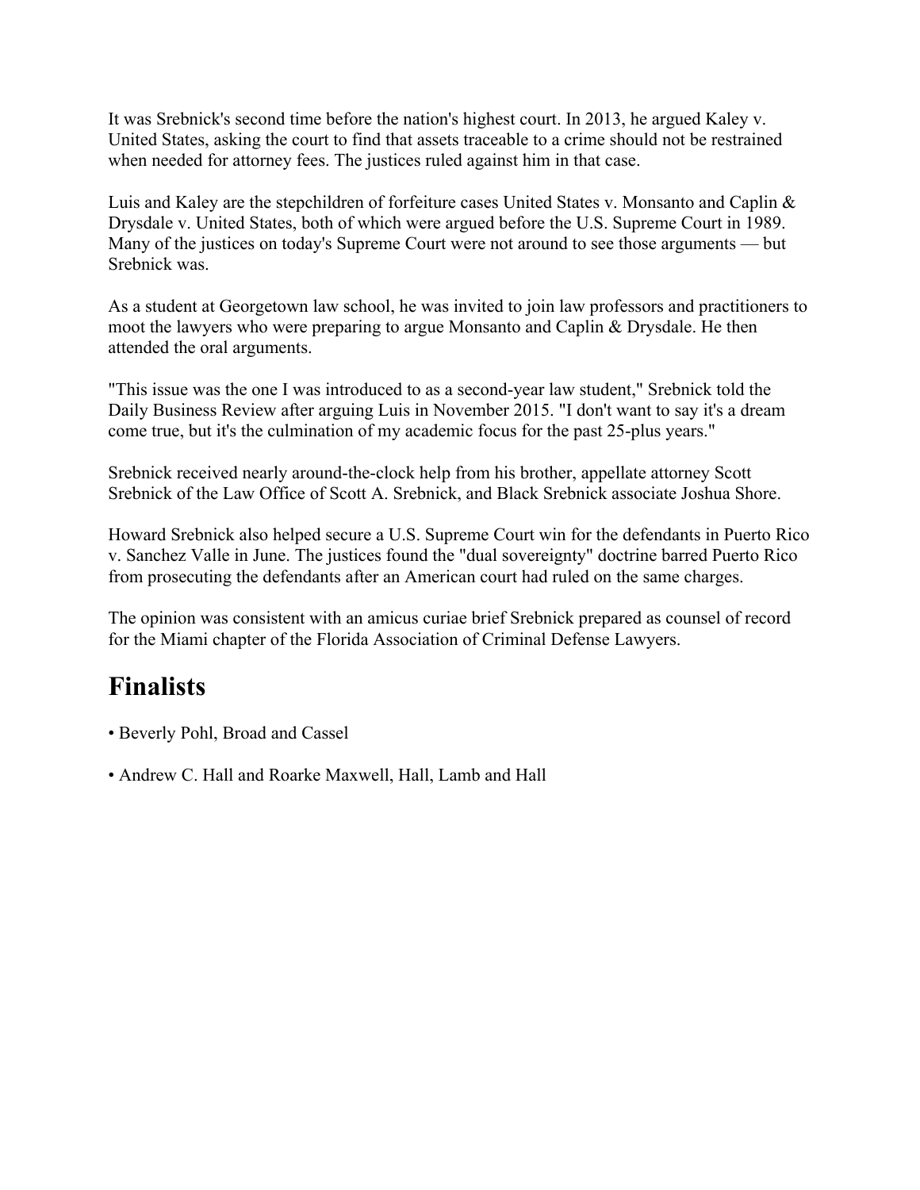It was Srebnick's second time before the nation's highest court. In 2013, he argued Kaley v. United States, asking the court to find that assets traceable to a crime should not be restrained when needed for attorney fees. The justices ruled against him in that case.

Luis and Kaley are the stepchildren of forfeiture cases United States v. Monsanto and Caplin & Drysdale v. United States, both of which were argued before the U.S. Supreme Court in 1989. Many of the justices on today's Supreme Court were not around to see those arguments — but Srebnick was.

As a student at Georgetown law school, he was invited to join law professors and practitioners to moot the lawyers who were preparing to argue Monsanto and Caplin & Drysdale. He then attended the oral arguments.

"This issue was the one I was introduced to as a second-year law student," Srebnick told the Daily Business Review after arguing Luis in November 2015. "I don't want to say it's a dream come true, but it's the culmination of my academic focus for the past 25-plus years."

Srebnick received nearly around-the-clock help from his brother, appellate attorney Scott Srebnick of the Law Office of Scott A. Srebnick, and Black Srebnick associate Joshua Shore.

Howard Srebnick also helped secure a U.S. Supreme Court win for the defendants in Puerto Rico v. Sanchez Valle in June. The justices found the "dual sovereignty" doctrine barred Puerto Rico from prosecuting the defendants after an American court had ruled on the same charges.

The opinion was consistent with an amicus curiae brief Srebnick prepared as counsel of record for the Miami chapter of the Florida Association of Criminal Defense Lawyers.

## Finalists

- Beverly Pohl, Broad and Cassel
- Andrew C. Hall and Roarke Maxwell, Hall, Lamb and Hall